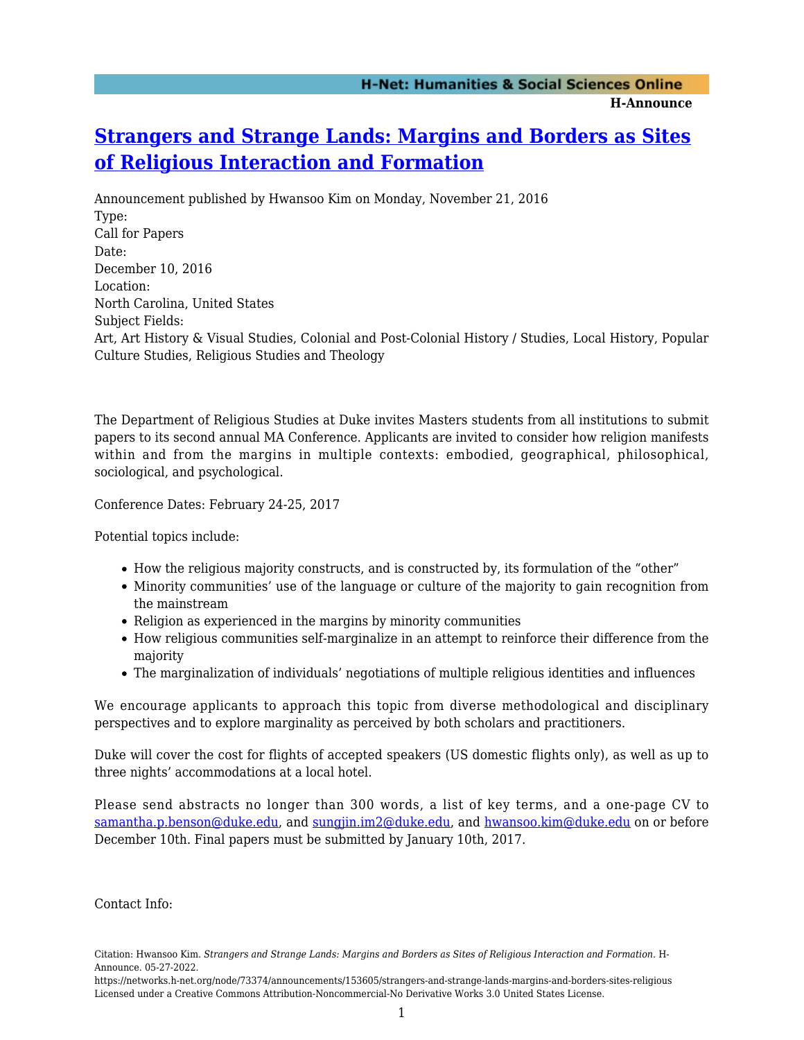# Strangers and Strange Lands: Margins and Borders as Sites of Religious Interaction and Formation

Announcement published by Hwansoo Kim on Monday, November 21, 2016

Type:
Call for Papers

Date:
December 10, 2016

Location:
North Carolina, United States

Subject Fields:
Art, Art History & Visual Studies, Colonial and Post-Colonial History / Studies, Local History, Popular Culture Studies, Religious Studies and Theology

The Department of Religious Studies at Duke invites Masters students from all institutions to submit papers to its second annual MA Conference. Applicants are invited to consider how religion manifests within and from the margins in multiple contexts: embodied, geographical, philosophical, sociological, and psychological.

Conference Dates: February 24-25, 2017

Potential topics include:

- How the religious majority constructs, and is constructed by, its formulation of the "other"
- Minority communities' use of the language or culture of the majority to gain recognition from the mainstream
- Religion as experienced in the margins by minority communities
- How religious communities self-marginalize in an attempt to reinforce their difference from the majority
- The marginalization of individuals' negotiations of multiple religious identities and influences

We encourage applicants to approach this topic from diverse methodological and disciplinary perspectives and to explore marginality as perceived by both scholars and practitioners.

Duke will cover the cost for flights of accepted speakers (US domestic flights only), as well as up to three nights' accommodations at a local hotel.

Please send abstracts no longer than 300 words, a list of key terms, and a one-page CV to samantha.p.benson@duke.edu, and sungjin.im2@duke.edu, and hwansoo.kim@duke.edu on or before December 10th. Final papers must be submitted by January 10th, 2017.

Contact Info:

Citation: Hwansoo Kim. *Strangers and Strange Lands: Margins and Borders as Sites of Religious Interaction and Formation*. H-Announce. 05-27-2022.
https://networks.h-net.org/node/73374/announcements/153605/strangers-and-strange-lands-margins-and-borders-sites-religious
Licensed under a Creative Commons Attribution-Noncommercial-No Derivative Works 3.0 United States License.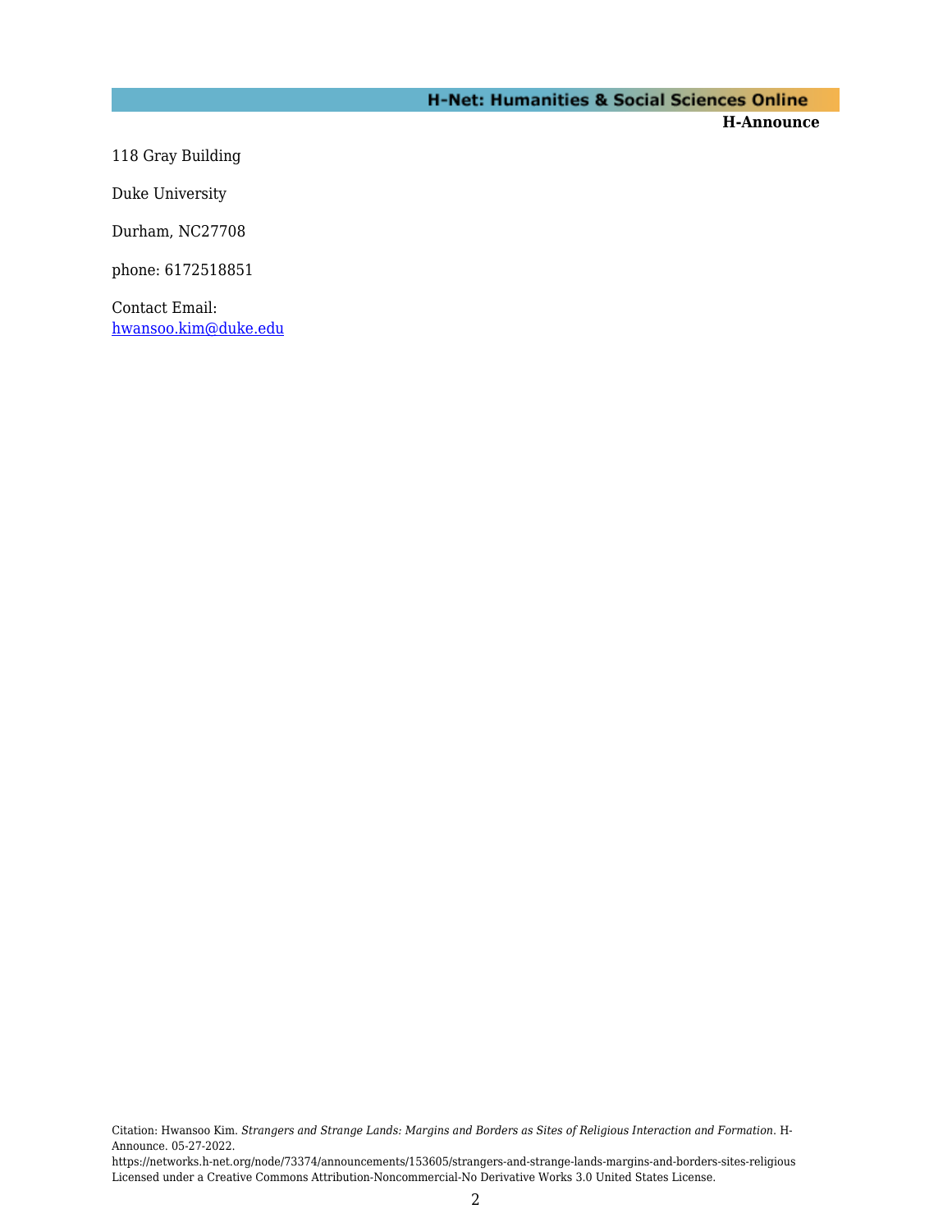118 Gray Building

Duke University

Durham, NC27708

phone: 6172518851

Contact Email:
[hwansoo.kim@duke.edu](mailto:hwansoo.kim@duke.edu)